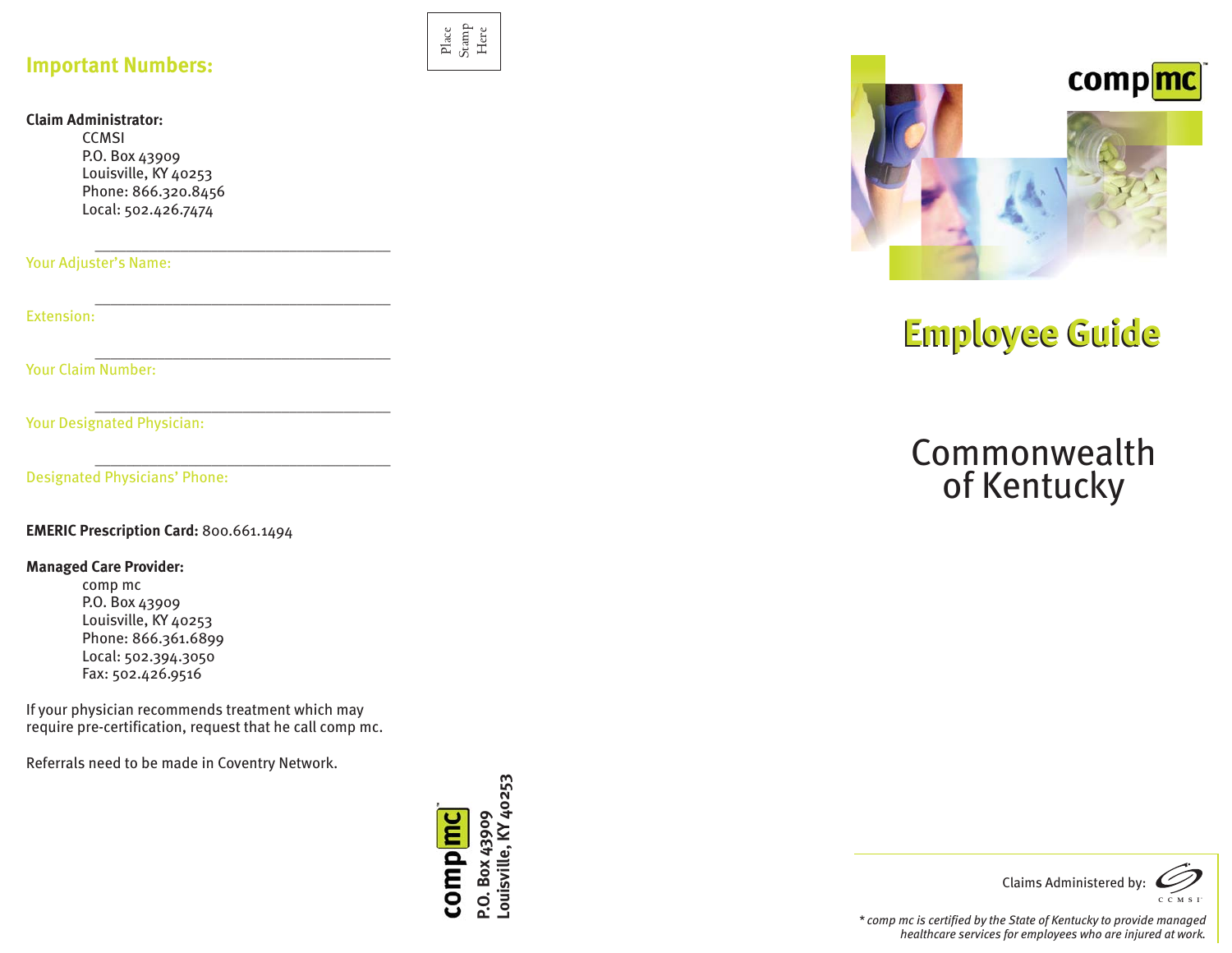## Important Numbers:

**Claim Administrator:**
CCMSI
P.O. Box 43909
Louisville, KY 40253
Phone: 866.320.8456
Local: 502.426.7474

Your Adjuster's Name: ______________________________

Extension: ______________________________

Your Claim Number: ______________________________

Your Designated Physician: ______________________________

Designated Physicians' Phone: ______________________________

**EMERIC Prescription Card:** 800.661.1494

**Managed Care Provider:**
comp mc
P.O. Box 43909
Louisville, KY 40253
Phone: 866.361.6899
Local: 502.394.3050
Fax: 502.426.9516

If your physician recommends treatment which may require pre-certification, request that he call comp mc.

Referrals need to be made in Coventry Network.

Place Stamp Here

**comp mc**
**P.O. Box 43909**
**Louisville, KY 40253**

comp mc™

# Employee Guide

# Commonwealth of Kentucky

Claims Administered by: CCMSI

*\* comp mc is certified by the State of Kentucky to provide managed healthcare services for employees who are injured at work.*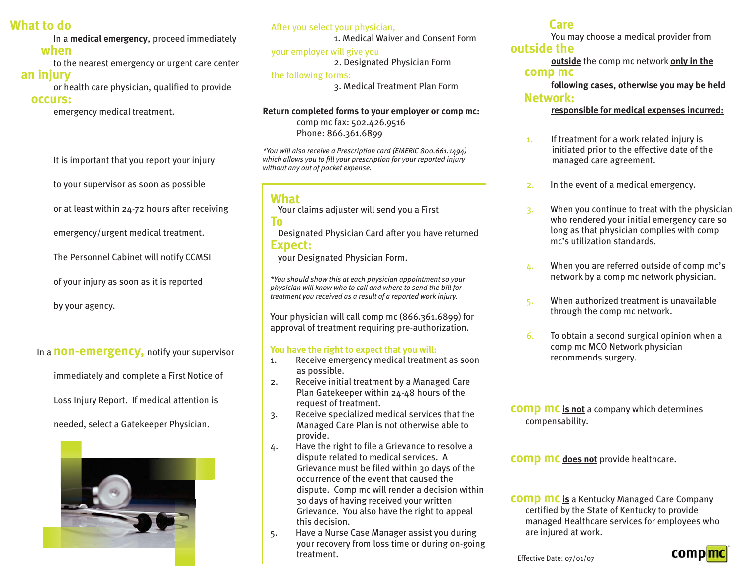## What to do when an injury occurs:

In a **medical emergency**, proceed immediately to the nearest emergency or urgent care center or health care physician, qualified to provide emergency medical treatment.

It is important that you report your injury to your supervisor as soon as possible or at least within 24-72 hours after receiving emergency/urgent medical treatment. The Personnel Cabinet will notify CCMSI of your injury as soon as it is reported by your agency.

In a **non-emergency,** notify your supervisor immediately and complete a First Notice of Loss Injury Report. If medical attention is needed, select a Gatekeeper Physician.

After you select your physician, your employer will give you the following forms:

1. Medical Waiver and Consent Form
2. Designated Physician Form
3. Medical Treatment Plan Form

**Return completed forms to your employer or comp mc:**

comp mc fax: 502.426.9516
Phone: 866.361.6899

*\*You will also receive a Prescription card (EMERIC 800.661.1494) which allows you to fill your prescription for your reported injury without any out of pocket expense.*

## What To Expect:

Your claims adjuster will send you a First Designated Physician Card after you have returned your Designated Physician Form.

*\*You should show this at each physician appointment so your physician will know who to call and where to send the bill for treatment you received as a result of a reported work injury.*

Your physician will call comp mc (866.361.6899) for approval of treatment requiring pre-authorization.

**You have the right to expect that you will:**

1. Receive emergency medical treatment as soon as possible.
2. Receive initial treatment by a Managed Care Plan Gatekeeper within 24-48 hours of the request of treatment.
3. Receive specialized medical services that the Managed Care Plan is not otherwise able to provide.
4. Have the right to file a Grievance to resolve a dispute related to medical services. A Grievance must be filed within 30 days of the occurrence of the event that caused the dispute. Comp mc will render a decision within 30 days of having received your written Grievance. You also have the right to appeal this decision.
5. Have a Nurse Case Manager assist you during your recovery from loss time or during on-going treatment.

## Care outside the comp mc Network:

You may choose a medical provider from **outside** the comp mc network **only in the following cases, otherwise you may be held responsible for medical expenses incurred:**

1. If treatment for a work related injury is initiated prior to the effective date of the managed care agreement.
2. In the event of a medical emergency.
3. When you continue to treat with the physician who rendered your initial emergency care so long as that physician complies with comp mc's utilization standards.
4. When you are referred outside of comp mc's network by a comp mc network physician.
5. When authorized treatment is unavailable through the comp mc network.
6. To obtain a second surgical opinion when a comp mc MCO Network physician recommends surgery.

**comp mc** **is not** a company which determines compensability.

**comp mc** **does not** provide healthcare.

**comp mc** **is** a Kentucky Managed Care Company certified by the State of Kentucky to provide managed Healthcare services for employees who are injured at work.

Effective Date: 07/01/07

comp mc